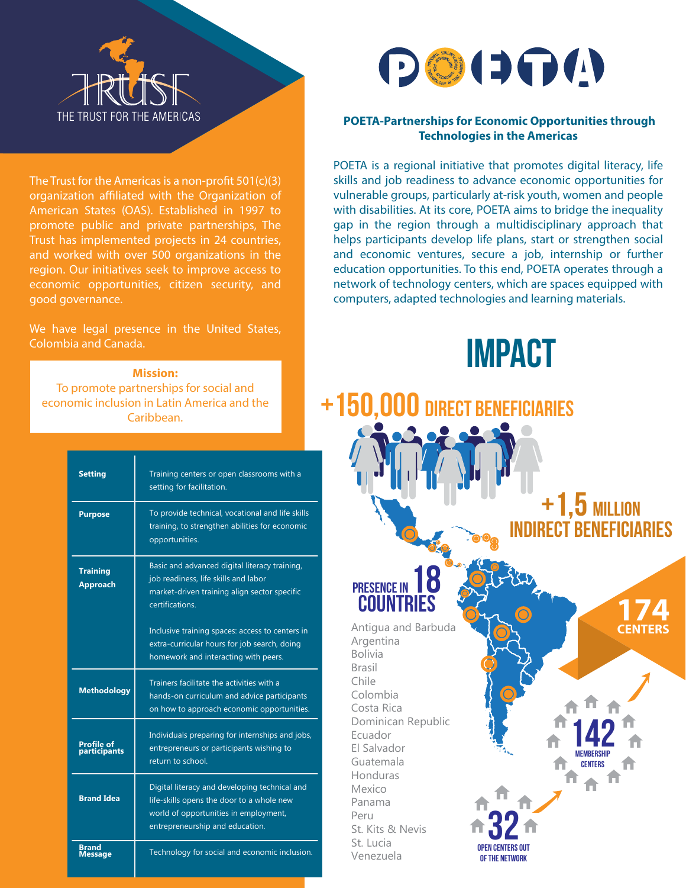THE TRUST FOR THE AMERICAS

The Trust for the Americas is a non-profit 501(c)(3) organization affiliated with the Organization of American States (OAS). Established in 1997 to promote public and private partnerships, The Trust has implemented projects in 24 countries, and worked with over 500 organizations in the region. Our initiatives seek to improve access to economic opportunities, citizen security, and good governance.

We have legal presence in the United States, Colombia and Canada.

**Mission:**
To promote partnerships for social and economic inclusion in Latin America and the Caribbean.

| | |
|---|---|
| **Setting** | Training centers or open classrooms with a setting for facilitation. |
| **Purpose** | To provide technical, vocational and life skills training, to strengthen abilities for economic opportunities. |
| **Training Approach** | Basic and advanced digital literacy training, job readiness, life skills and labor market-driven training align sector specific certifications.<br><br>Inclusive training spaces: access to centers in extra-curricular hours for job search, doing homework and interacting with peers. |
| **Methodology** | Trainers facilitate the activities with a hands-on curriculum and advice participants on how to approach economic opportunities. |
| **Profile of participants** | Individuals preparing for internships and jobs, entrepreneurs or participants wishing to return to school. |
| **Brand Idea** | Digital literacy and developing technical and life-skills opens the door to a whole new world of opportunities in employment, entrepreneurship and education. |
| **Brand Message** | Technology for social and economic inclusion. |

# POETA

**POETA-Partnerships for Economic Opportunities through Technologies in the Americas**

POETA is a regional initiative that promotes digital literacy, life skills and job readiness to advance economic opportunities for vulnerable groups, particularly at-risk youth, women and people with disabilities. At its core, POETA aims to bridge the inequality gap in the region through a multidisciplinary approach that helps participants develop life plans, start or strengthen social and economic ventures, secure a job, internship or further education opportunities. To this end, POETA operates through a network of technology centers, which are spaces equipped with computers, adapted technologies and learning materials.

## IMPACT

**+150,000 DIRECT BENEFICIARIES**

**+1,5 MILLION INDIRECT BENEFICIARIES**

**PRESENCE IN 18 COUNTRIES**

- Antigua and Barbuda
- Argentina
- Bolivia
- Brasil
- Chile
- Colombia
- Costa Rica
- Dominican Republic
- Ecuador
- El Salvador
- Guatemala
- Honduras
- Mexico
- Panama
- Peru
- St. Kits & Nevis
- St. Lucia
- Venezuela

**174 CENTERS**

**142 MEMBERSHIP CENTERS**

**32 OPEN CENTERS OUT OF THE NETWORK**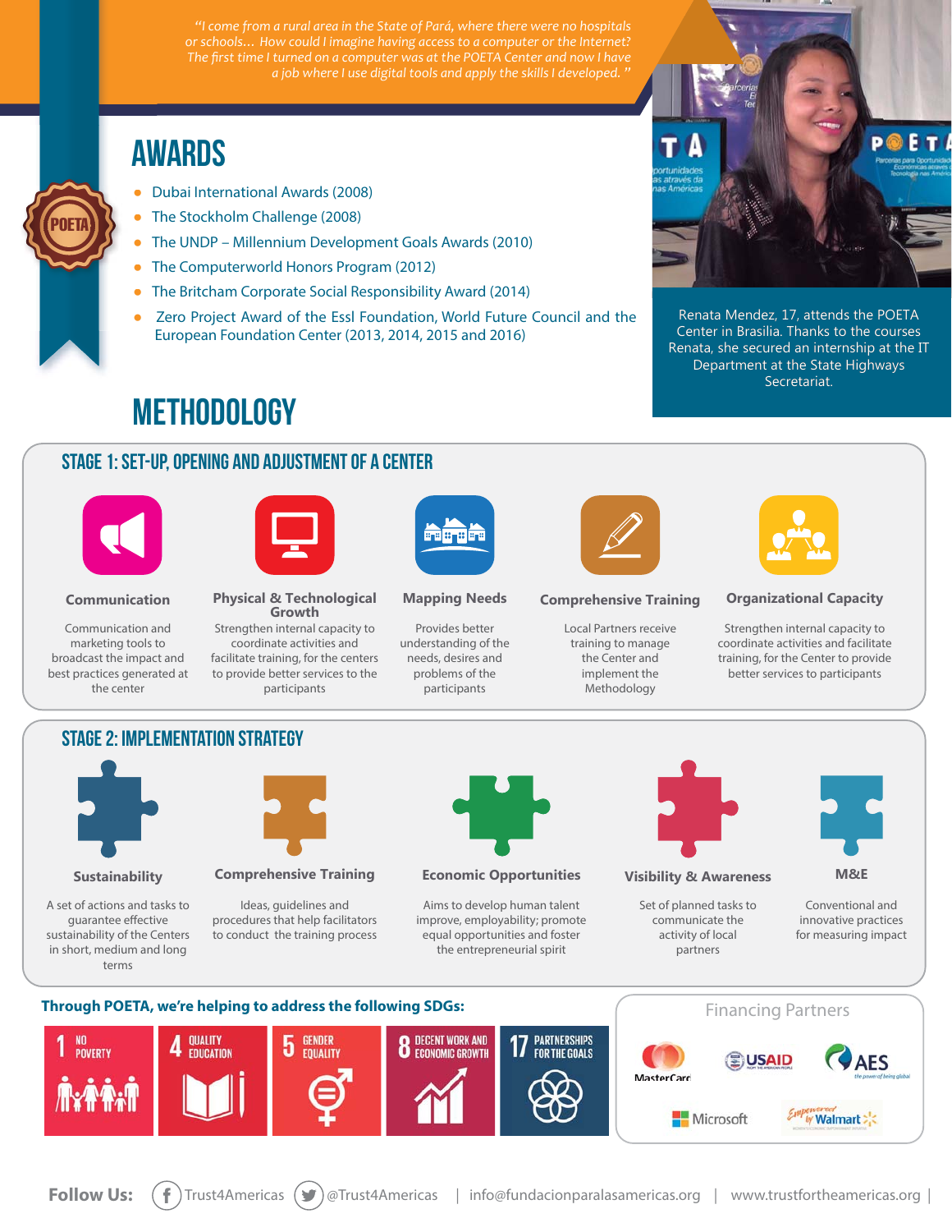*"I come from a rural area in the State of Pará, where there were no hospitals or schools… How could I imagine having access to a computer or the Internet? The first time I turned on a computer was at the POETA Center and now I have a job where I use digital tools and apply the skills I developed. "*

Renata Mendez, 17, attends the POETA Center in Brasilia. Thanks to the courses Renata, she secured an internship at the IT Department at the State Highways Secretariat.

# AWARDS

- Dubai International Awards (2008)
- The Stockholm Challenge (2008)
- The UNDP – Millennium Development Goals Awards (2010)
- The Computerworld Honors Program (2012)
- The Britcham Corporate Social Responsibility Award (2014)
- Zero Project Award of the Essl Foundation, World Future Council and the European Foundation Center (2013, 2014, 2015 and 2016)

# METHODOLOGY

## STAGE 1: SET-UP, OPENING AND ADJUSTMENT OF A CENTER

**Communication**

Communication and marketing tools to broadcast the impact and best practices generated at the center

**Physical & Technological Growth**

Strengthen internal capacity to coordinate activities and facilitate training, for the centers to provide better services to the participants

**Mapping Needs**

Provides better understanding of the needs, desires and problems of the participants

**Comprehensive Training**

Local Partners receive training to manage the Center and implement the Methodology

**Organizational Capacity**

Strengthen internal capacity to coordinate activities and facilitate training, for the Center to provide better services to participants

## STAGE 2: IMPLEMENTATION STRATEGY

**Sustainability**

A set of actions and tasks to guarantee effective sustainability of the Centers in short, medium and long terms

**Comprehensive Training**

Ideas, guidelines and procedures that help facilitators to conduct the training process

**Economic Opportunities**

Aims to develop human talent improve, employability; promote equal opportunities and foster the entrepreneurial spirit

**Visibility & Awareness**

Set of planned tasks to communicate the activity of local partners

**M&E**

Conventional and innovative practices for measuring impact

**Through POETA, we're helping to address the following SDGs:**

1 NO POVERTY
4 QUALITY EDUCATION
5 GENDER EQUALITY
8 DECENT WORK AND ECONOMIC GROWTH
17 PARTNERSHIPS FOR THE GOALS

Financing Partners

MasterCard
USAID
AES
Microsoft
Empowered by Walmart

**Follow Us:** Trust4Americas | @Trust4Americas | info@fundacionparalasamericas.org | www.trustfortheamericas.org